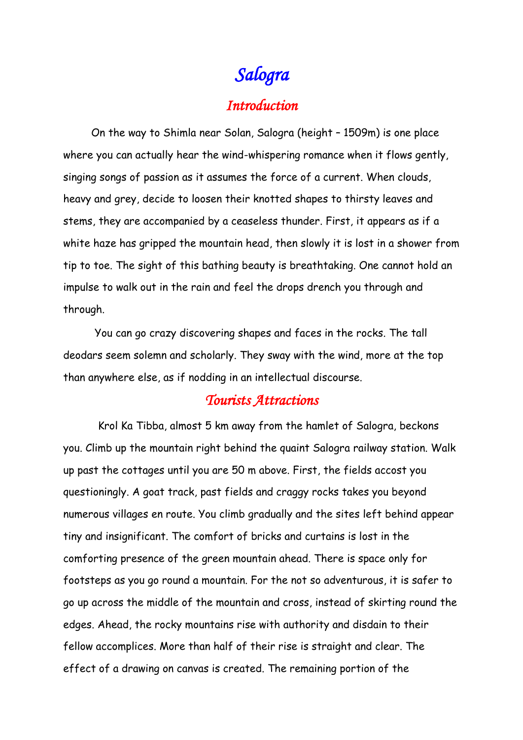# Salogra

## Introduction

On the way to Shimla near Solan, Salogra (height – 1509m) is one place where you can actually hear the wind-whispering romance when it flows gently, singing songs of passion as it assumes the force of a current. When clouds, heavy and grey, decide to loosen their knotted shapes to thirsty leaves and stems, they are accompanied by a ceaseless thunder. First, it appears as if a white haze has gripped the mountain head, then slowly it is lost in a shower from tip to toe. The sight of this bathing beauty is breathtaking. One cannot hold an impulse to walk out in the rain and feel the drops drench you through and through.

You can go crazy discovering shapes and faces in the rocks. The tall deodars seem solemn and scholarly. They sway with the wind, more at the top than anywhere else, as if nodding in an intellectual discourse.

## Tourists Attractions

Krol Ka Tibba, almost 5 km away from the hamlet of Salogra, beckons you. Climb up the mountain right behind the quaint Salogra railway station. Walk up past the cottages until you are 50 m above. First, the fields accost you questioningly. A goat track, past fields and craggy rocks takes you beyond numerous villages en route. You climb gradually and the sites left behind appear tiny and insignificant. The comfort of bricks and curtains is lost in the comforting presence of the green mountain ahead. There is space only for footsteps as you go round a mountain. For the not so adventurous, it is safer to go up across the middle of the mountain and cross, instead of skirting round the edges. Ahead, the rocky mountains rise with authority and disdain to their fellow accomplices. More than half of their rise is straight and clear. The effect of a drawing on canvas is created. The remaining portion of the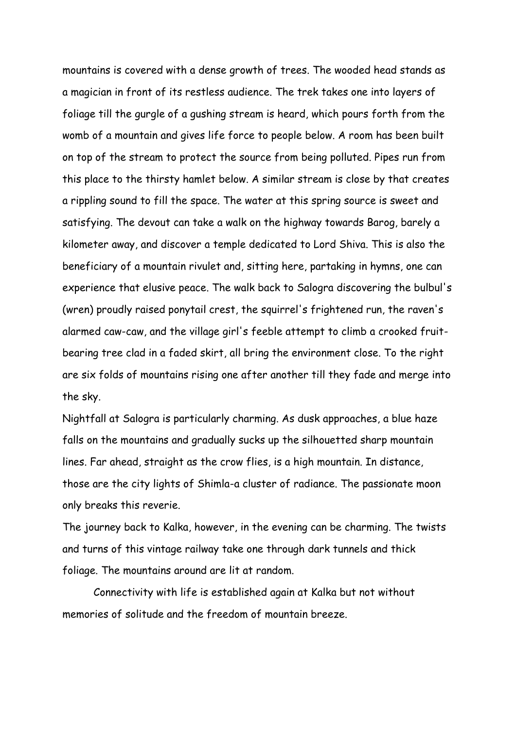mountains is covered with a dense growth of trees. The wooded head stands as a magician in front of its restless audience. The trek takes one into layers of foliage till the gurgle of a gushing stream is heard, which pours forth from the womb of a mountain and gives life force to people below. A room has been built on top of the stream to protect the source from being polluted. Pipes run from this place to the thirsty hamlet below. A similar stream is close by that creates a rippling sound to fill the space. The water at this spring source is sweet and satisfying. The devout can take a walk on the highway towards Barog, barely a kilometer away, and discover a temple dedicated to Lord Shiva. This is also the beneficiary of a mountain rivulet and, sitting here, partaking in hymns, one can experience that elusive peace. The walk back to Salogra discovering the bulbul's (wren) proudly raised ponytail crest, the squirrel's frightened run, the raven's alarmed caw-caw, and the village girl's feeble attempt to climb a crooked fruit-bearing tree clad in a faded skirt, all bring the environment close. To the right are six folds of mountains rising one after another till they fade and merge into the sky.

Nightfall at Salogra is particularly charming. As dusk approaches, a blue haze falls on the mountains and gradually sucks up the silhouetted sharp mountain lines. Far ahead, straight as the crow flies, is a high mountain. In distance, those are the city lights of Shimla-a cluster of radiance. The passionate moon only breaks this reverie.

The journey back to Kalka, however, in the evening can be charming. The twists and turns of this vintage railway take one through dark tunnels and thick foliage. The mountains around are lit at random.

Connectivity with life is established again at Kalka but not without memories of solitude and the freedom of mountain breeze.